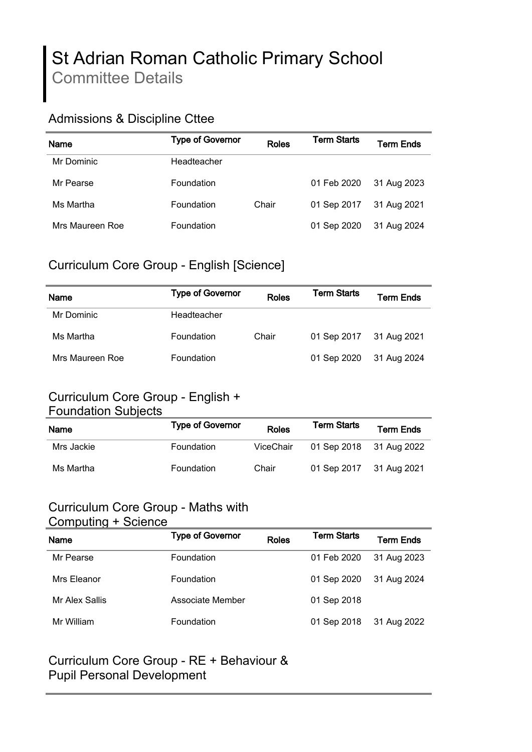# St Adrian Roman Catholic Primary School
Committee Details

## Admissions & Discipline Cttee

| Name | Type of Governor | Roles | Term Starts | Term Ends |
|---|---|---|---|---|
| Mr Dominic | Headteacher | | | |
| Mr Pearse | Foundation | | 01 Feb 2020 | 31 Aug 2023 |
| Ms Martha | Foundation | Chair | 01 Sep 2017 | 31 Aug 2021 |
| Mrs Maureen Roe | Foundation | | 01 Sep 2020 | 31 Aug 2024 |

## Curriculum Core Group - English [Science]

| Name | Type of Governor | Roles | Term Starts | Term Ends |
|---|---|---|---|---|
| Mr Dominic | Headteacher | | | |
| Ms Martha | Foundation | Chair | 01 Sep 2017 | 31 Aug 2021 |
| Mrs Maureen Roe | Foundation | | 01 Sep 2020 | 31 Aug 2024 |

## Curriculum Core Group - English + Foundation Subjects

| Name | Type of Governor | Roles | Term Starts | Term Ends |
|---|---|---|---|---|
| Mrs Jackie | Foundation | ViceChair | 01 Sep 2018 | 31 Aug 2022 |
| Ms Martha | Foundation | Chair | 01 Sep 2017 | 31 Aug 2021 |

## Curriculum Core Group - Maths with Computing + Science

| Name | Type of Governor | Roles | Term Starts | Term Ends |
|---|---|---|---|---|
| Mr Pearse | Foundation | | 01 Feb 2020 | 31 Aug 2023 |
| Mrs Eleanor | Foundation | | 01 Sep 2020 | 31 Aug 2024 |
| Mr Alex Sallis | Associate Member | | 01 Sep 2018 | |
| Mr William | Foundation | | 01 Sep 2018 | 31 Aug 2022 |

## Curriculum Core Group - RE + Behaviour & Pupil Personal Development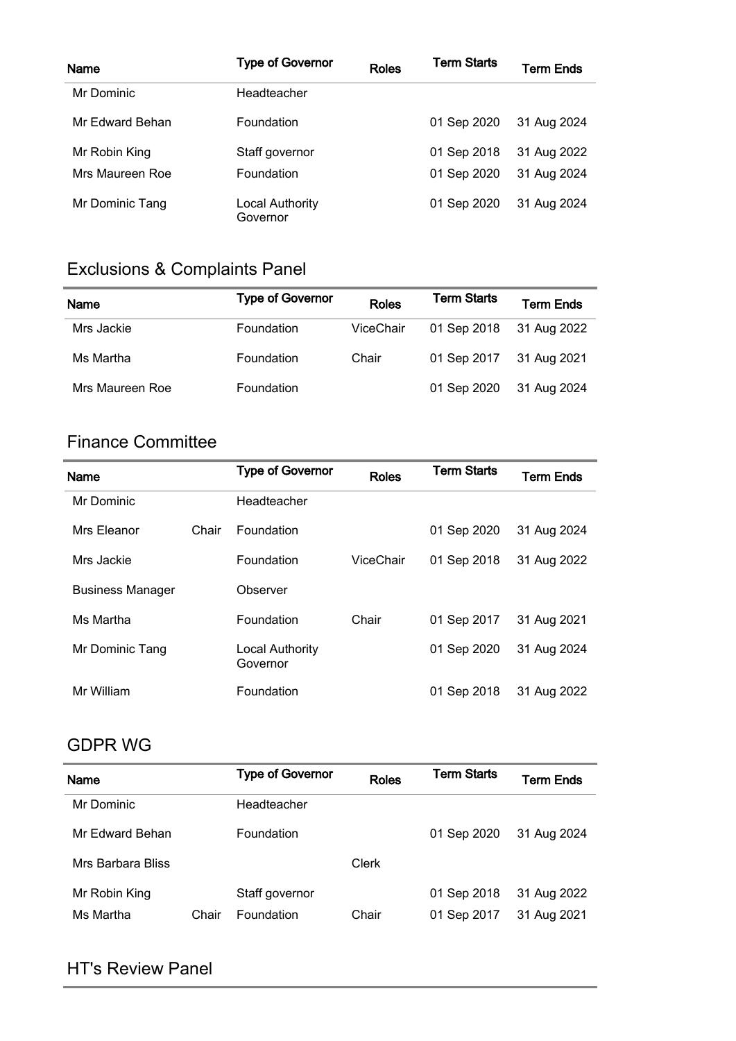| Name | Type of Governor | Roles | Term Starts | Term Ends |
|---|---|---|---|---|
| Mr Dominic | Headteacher | | | |
| Mr Edward Behan | Foundation | | 01 Sep 2020 | 31 Aug 2024 |
| Mr Robin King | Staff governor | | 01 Sep 2018 | 31 Aug 2022 |
| Mrs Maureen Roe | Foundation | | 01 Sep 2020 | 31 Aug 2024 |
| Mr Dominic Tang | Local Authority Governor | | 01 Sep 2020 | 31 Aug 2024 |

## Exclusions & Complaints Panel

| Name | Type of Governor | Roles | Term Starts | Term Ends |
|---|---|---|---|---|
| Mrs Jackie | Foundation | ViceChair | 01 Sep 2018 | 31 Aug 2022 |
| Ms Martha | Foundation | Chair | 01 Sep 2017 | 31 Aug 2021 |
| Mrs Maureen Roe | Foundation | | 01 Sep 2020 | 31 Aug 2024 |

## Finance Committee

| Name | Type of Governor | Roles | Term Starts | Term Ends |
|---|---|---|---|---|
| Mr Dominic | Headteacher | | | |
| Mrs Eleanor Chair | Foundation | | 01 Sep 2020 | 31 Aug 2024 |
| Mrs Jackie | Foundation | ViceChair | 01 Sep 2018 | 31 Aug 2022 |
| Business Manager | Observer | | | |
| Ms Martha | Foundation | Chair | 01 Sep 2017 | 31 Aug 2021 |
| Mr Dominic Tang | Local Authority Governor | | 01 Sep 2020 | 31 Aug 2024 |
| Mr William | Foundation | | 01 Sep 2018 | 31 Aug 2022 |

## GDPR WG

| Name | Type of Governor | Roles | Term Starts | Term Ends |
|---|---|---|---|---|
| Mr Dominic | Headteacher | | | |
| Mr Edward Behan | Foundation | | 01 Sep 2020 | 31 Aug 2024 |
| Mrs Barbara Bliss | | Clerk | | |
| Mr Robin King | Staff governor | | 01 Sep 2018 | 31 Aug 2022 |
| Ms Martha Chair | Foundation | Chair | 01 Sep 2017 | 31 Aug 2021 |

## HT's Review Panel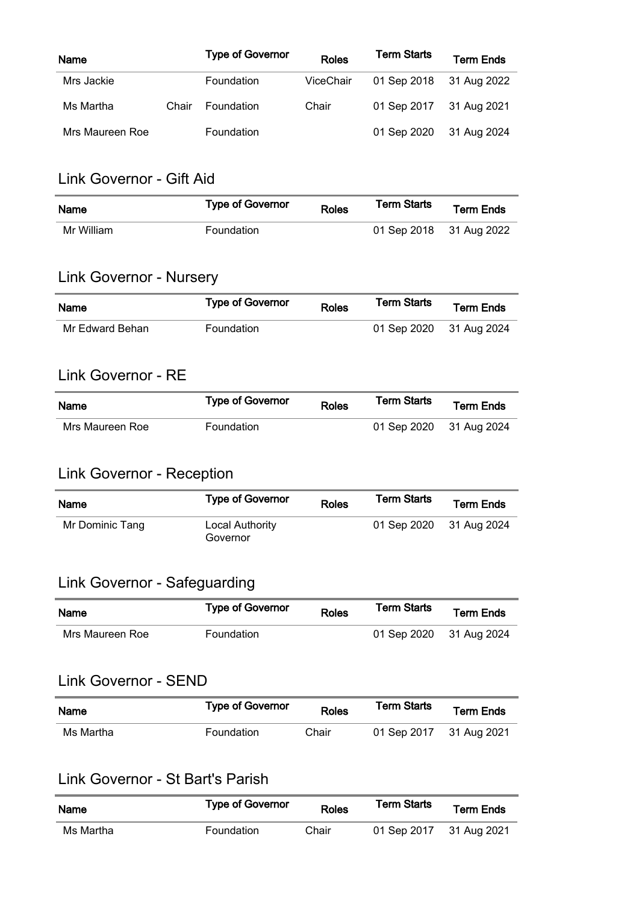| Name | Type of Governor | Roles | Term Starts | Term Ends |
| --- | --- | --- | --- | --- |
| Mrs Jackie | Foundation | ViceChair | 01 Sep 2018 | 31 Aug 2022 |
| Ms Martha Chair | Foundation | Chair | 01 Sep 2017 | 31 Aug 2021 |
| Mrs Maureen Roe | Foundation | | 01 Sep 2020 | 31 Aug 2024 |

## Link Governor - Gift Aid

| Name | Type of Governor | Roles | Term Starts | Term Ends |
| --- | --- | --- | --- | --- |
| Mr William | Foundation | | 01 Sep 2018 | 31 Aug 2022 |

## Link Governor - Nursery

| Name | Type of Governor | Roles | Term Starts | Term Ends |
| --- | --- | --- | --- | --- |
| Mr Edward Behan | Foundation | | 01 Sep 2020 | 31 Aug 2024 |

## Link Governor - RE

| Name | Type of Governor | Roles | Term Starts | Term Ends |
| --- | --- | --- | --- | --- |
| Mrs Maureen Roe | Foundation | | 01 Sep 2020 | 31 Aug 2024 |

## Link Governor - Reception

| Name | Type of Governor | Roles | Term Starts | Term Ends |
| --- | --- | --- | --- | --- |
| Mr Dominic Tang | Local Authority Governor | | 01 Sep 2020 | 31 Aug 2024 |

## Link Governor - Safeguarding

| Name | Type of Governor | Roles | Term Starts | Term Ends |
| --- | --- | --- | --- | --- |
| Mrs Maureen Roe | Foundation | | 01 Sep 2020 | 31 Aug 2024 |

## Link Governor - SEND

| Name | Type of Governor | Roles | Term Starts | Term Ends |
| --- | --- | --- | --- | --- |
| Ms Martha | Foundation | Chair | 01 Sep 2017 | 31 Aug 2021 |

## Link Governor - St Bart's Parish

| Name | Type of Governor | Roles | Term Starts | Term Ends |
| --- | --- | --- | --- | --- |
| Ms Martha | Foundation | Chair | 01 Sep 2017 | 31 Aug 2021 |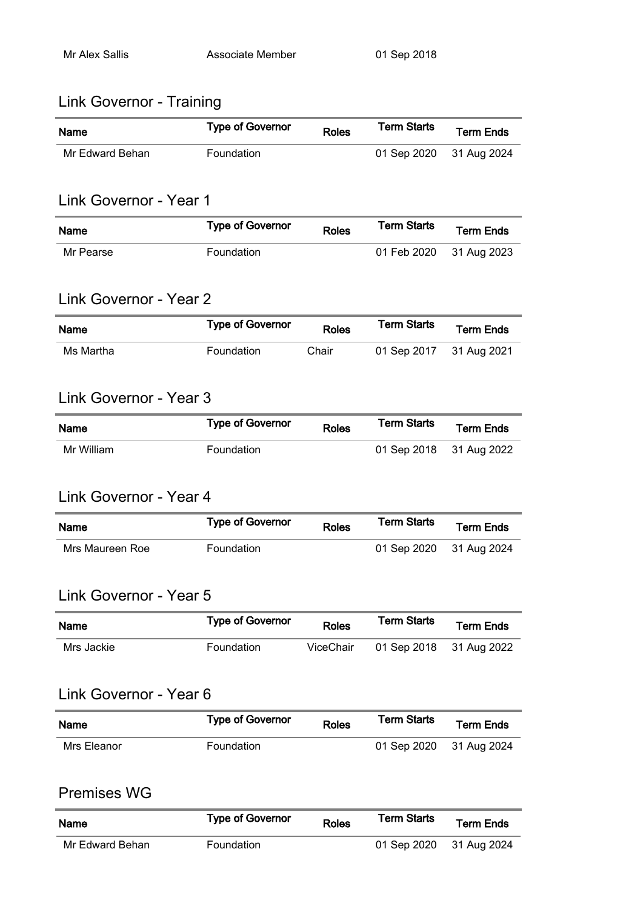| Mr Alex Sallis | Associate Member | | 01 Sep 2018 | |
|---|---|---|---|---|

## Link Governor - Training

| Name | Type of Governor | Roles | Term Starts | Term Ends |
|---|---|---|---|---|
| Mr Edward Behan | Foundation | | 01 Sep 2020 | 31 Aug 2024 |

## Link Governor - Year 1

| Name | Type of Governor | Roles | Term Starts | Term Ends |
|---|---|---|---|---|
| Mr Pearse | Foundation | | 01 Feb 2020 | 31 Aug 2023 |

## Link Governor - Year 2

| Name | Type of Governor | Roles | Term Starts | Term Ends |
|---|---|---|---|---|
| Ms Martha | Foundation | Chair | 01 Sep 2017 | 31 Aug 2021 |

## Link Governor - Year 3

| Name | Type of Governor | Roles | Term Starts | Term Ends |
|---|---|---|---|---|
| Mr William | Foundation | | 01 Sep 2018 | 31 Aug 2022 |

## Link Governor - Year 4

| Name | Type of Governor | Roles | Term Starts | Term Ends |
|---|---|---|---|---|
| Mrs Maureen Roe | Foundation | | 01 Sep 2020 | 31 Aug 2024 |

## Link Governor - Year 5

| Name | Type of Governor | Roles | Term Starts | Term Ends |
|---|---|---|---|---|
| Mrs Jackie | Foundation | ViceChair | 01 Sep 2018 | 31 Aug 2022 |

## Link Governor - Year 6

| Name | Type of Governor | Roles | Term Starts | Term Ends |
|---|---|---|---|---|
| Mrs Eleanor | Foundation | | 01 Sep 2020 | 31 Aug 2024 |

## Premises WG

| Name | Type of Governor | Roles | Term Starts | Term Ends |
|---|---|---|---|---|
| Mr Edward Behan | Foundation | | 01 Sep 2020 | 31 Aug 2024 |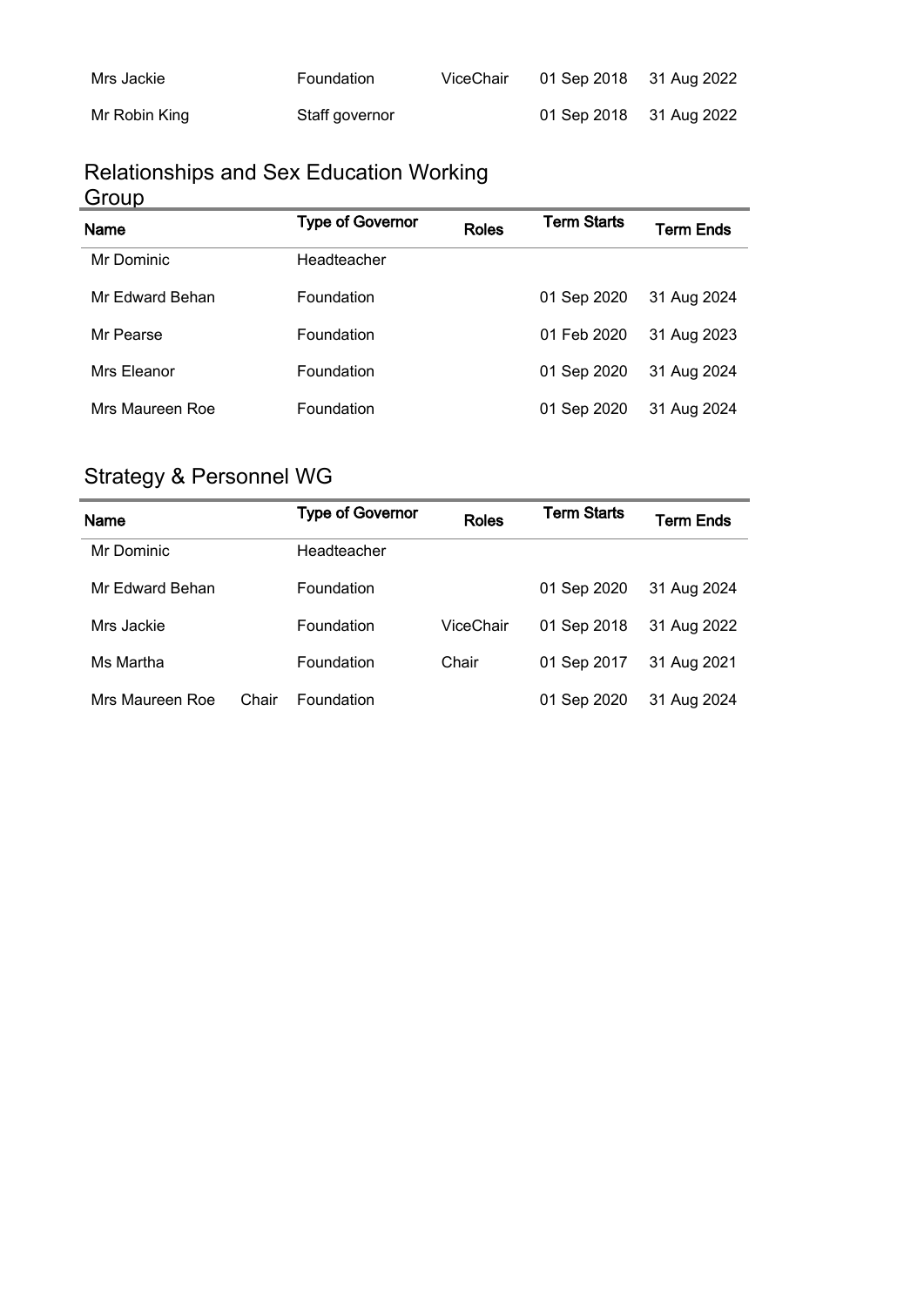| | | | | |
|---|---|---|---|---|
| Mrs Jackie | Foundation | ViceChair | 01 Sep 2018 | 31 Aug 2022 |
| Mr Robin King | Staff governor | | 01 Sep 2018 | 31 Aug 2022 |

## Relationships and Sex Education Working Group

| Name | Type of Governor | Roles | Term Starts | Term Ends |
|---|---|---|---|---|
| Mr Dominic | Headteacher | | | |
| Mr Edward Behan | Foundation | | 01 Sep 2020 | 31 Aug 2024 |
| Mr Pearse | Foundation | | 01 Feb 2020 | 31 Aug 2023 |
| Mrs Eleanor | Foundation | | 01 Sep 2020 | 31 Aug 2024 |
| Mrs Maureen Roe | Foundation | | 01 Sep 2020 | 31 Aug 2024 |

## Strategy & Personnel WG

| Name | Type of Governor | Roles | Term Starts | Term Ends |
|---|---|---|---|---|
| Mr Dominic | Headteacher | | | |
| Mr Edward Behan | Foundation | | 01 Sep 2020 | 31 Aug 2024 |
| Mrs Jackie | Foundation | ViceChair | 01 Sep 2018 | 31 Aug 2022 |
| Ms Martha | Foundation | Chair | 01 Sep 2017 | 31 Aug 2021 |
| Mrs Maureen Roe Chair | Foundation | | 01 Sep 2020 | 31 Aug 2024 |